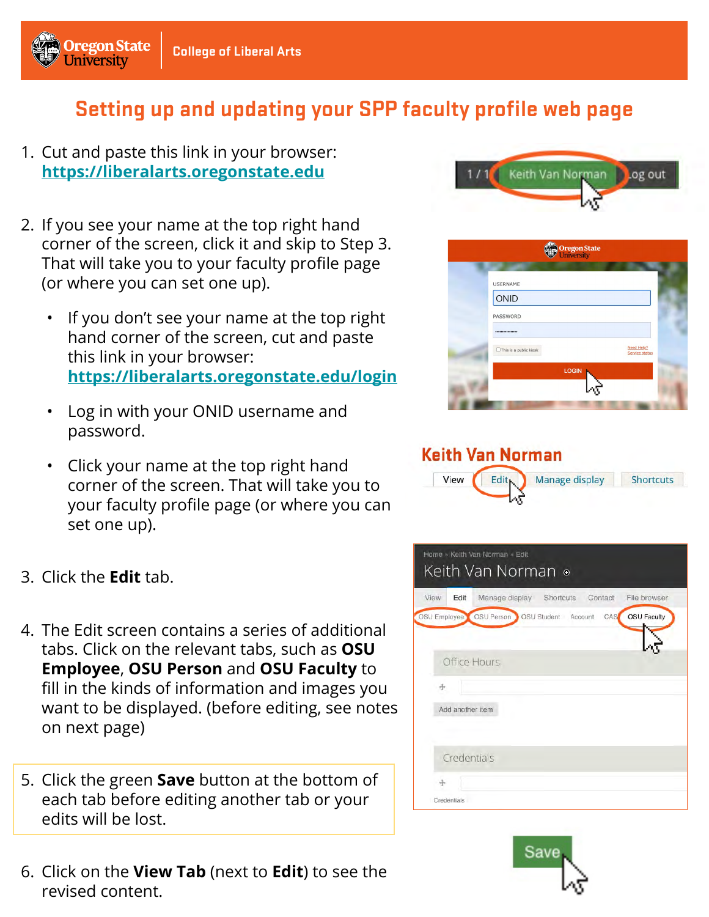Oregon State University | College of Liberal Arts

# Setting up and updating your SPP faculty profile web page

1. Cut and paste this link in your browser: https://liberalarts.oregonstate.edu

2. If you see your name at the top right hand corner of the screen, click it and skip to Step 3. That will take you to your faculty profile page (or where you can set one up).

   - If you don't see your name at the top right hand corner of the screen, cut and paste this link in your browser: https://liberalarts.oregonstate.edu/login
   - Log in with your ONID username and password.
   - Click your name at the top right hand corner of the screen. That will take you to your faculty profile page (or where you can set one up).

3. Click the **Edit** tab.

4. The Edit screen contains a series of additional tabs. Click on the relevant tabs, such as **OSU Employee**, **OSU Person** and **OSU Faculty** to fill in the kinds of information and images you want to be displayed. (before editing, see notes on next page)

5. Click the green **Save** button at the bottom of each tab before editing another tab or your edits will be lost.

6. Click on the **View Tab** (next to **Edit**) to see the revised content.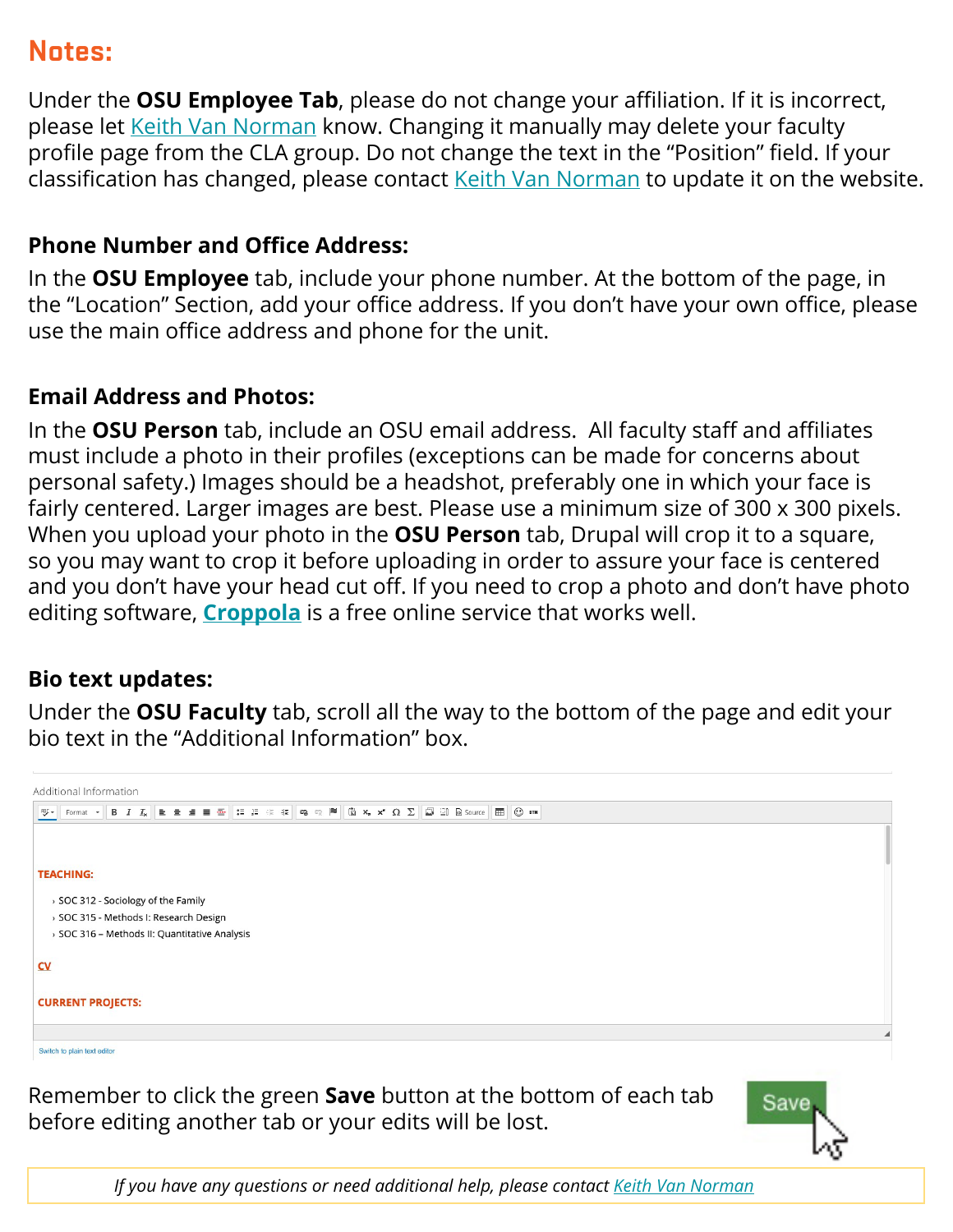## Notes:

Under the **OSU Employee Tab**, please do not change your affiliation. If it is incorrect, please let Keith Van Norman know. Changing it manually may delete your faculty profile page from the CLA group. Do not change the text in the "Position" field. If your classification has changed, please contact Keith Van Norman to update it on the website.

### Phone Number and Office Address:

In the **OSU Employee** tab, include your phone number. At the bottom of the page, in the "Location" Section, add your office address. If you don't have your own office, please use the main office address and phone for the unit.

### Email Address and Photos:

In the **OSU Person** tab, include an OSU email address. All faculty staff and affiliates must include a photo in their profiles (exceptions can be made for concerns about personal safety.) Images should be a headshot, preferably one in which your face is fairly centered. Larger images are best. Please use a minimum size of 300 x 300 pixels. When you upload your photo in the **OSU Person** tab, Drupal will crop it to a square, so you may want to crop it before uploading in order to assure your face is centered and you don't have your head cut off. If you need to crop a photo and don't have photo editing software, **Croppola** is a free online service that works well.

### Bio text updates:

Under the **OSU Faculty** tab, scroll all the way to the bottom of the page and edit your bio text in the "Additional Information" box.

Additional Information

TEACHING:

- SOC 312 - Sociology of the Family
- SOC 315 - Methods I: Research Design
- SOC 316 – Methods II: Quantitative Analysis

CV

CURRENT PROJECTS:

Switch to plain text editor

Remember to click the green **Save** button at the bottom of each tab before editing another tab or your edits will be lost.

Save

*If you have any questions or need additional help, please contact Keith Van Norman*